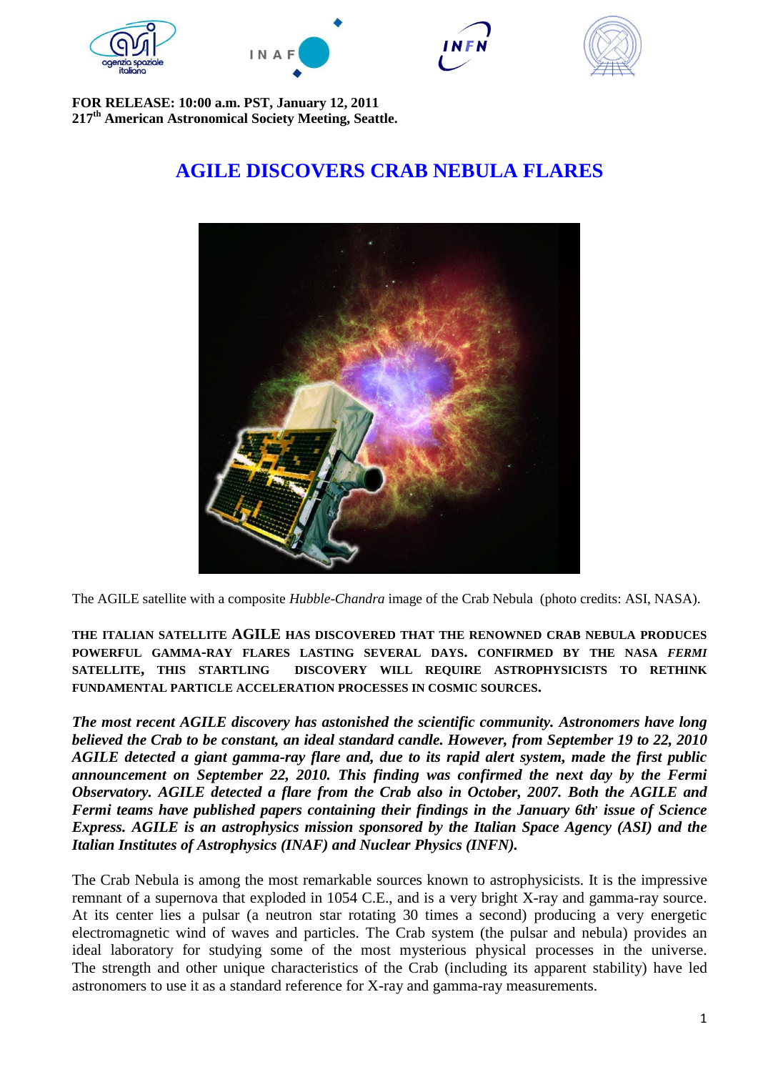**FOR RELEASE: 10:00 a.m. PST, January 12, 2011**
**217th American Astronomical Society Meeting, Seattle.**

# AGILE DISCOVERS CRAB NEBULA FLARES

The AGILE satellite with a composite *Hubble-Chandra* image of the Crab Nebula (photo credits: ASI, NASA).

**THE ITALIAN SATELLITE AGILE HAS DISCOVERED THAT THE RENOWNED CRAB NEBULA PRODUCES POWERFUL GAMMA-RAY FLARES LASTING SEVERAL DAYS. CONFIRMED BY THE NASA *FERMI* SATELLITE, THIS STARTLING DISCOVERY WILL REQUIRE ASTROPHYSICISTS TO RETHINK FUNDAMENTAL PARTICLE ACCELERATION PROCESSES IN COSMIC SOURCES.**

***The most recent AGILE discovery has astonished the scientific community. Astronomers have long believed the Crab to be constant, an ideal standard candle. However, from September 19 to 22, 2010 AGILE detected a giant gamma-ray flare and, due to its rapid alert system, made the first public announcement on September 22, 2010. This finding was confirmed the next day by the Fermi Observatory. AGILE detected a flare from the Crab also in October, 2007. Both the AGILE and Fermi teams have published papers containing their findings in the January 6th' issue of Science Express. AGILE is an astrophysics mission sponsored by the Italian Space Agency (ASI) and the Italian Institutes of Astrophysics (INAF) and Nuclear Physics (INFN).***

The Crab Nebula is among the most remarkable sources known to astrophysicists. It is the impressive remnant of a supernova that exploded in 1054 C.E., and is a very bright X-ray and gamma-ray source. At its center lies a pulsar (a neutron star rotating 30 times a second) producing a very energetic electromagnetic wind of waves and particles. The Crab system (the pulsar and nebula) provides an ideal laboratory for studying some of the most mysterious physical processes in the universe. The strength and other unique characteristics of the Crab (including its apparent stability) have led astronomers to use it as a standard reference for X-ray and gamma-ray measurements.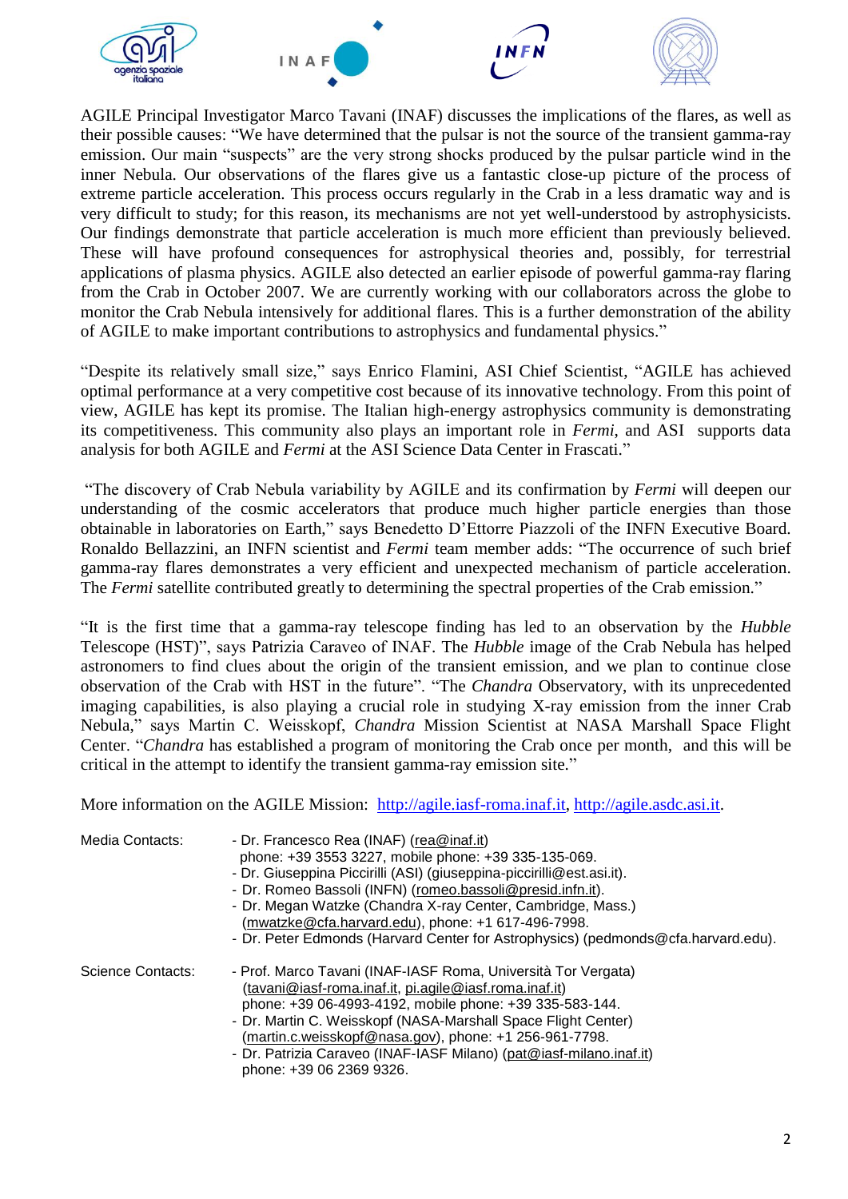AGILE Principal Investigator Marco Tavani (INAF) discusses the implications of the flares, as well as their possible causes: "We have determined that the pulsar is not the source of the transient gamma-ray emission. Our main "suspects" are the very strong shocks produced by the pulsar particle wind in the inner Nebula. Our observations of the flares give us a fantastic close-up picture of the process of extreme particle acceleration. This process occurs regularly in the Crab in a less dramatic way and is very difficult to study; for this reason, its mechanisms are not yet well-understood by astrophysicists. Our findings demonstrate that particle acceleration is much more efficient than previously believed. These will have profound consequences for astrophysical theories and, possibly, for terrestrial applications of plasma physics. AGILE also detected an earlier episode of powerful gamma-ray flaring from the Crab in October 2007. We are currently working with our collaborators across the globe to monitor the Crab Nebula intensively for additional flares. This is a further demonstration of the ability of AGILE to make important contributions to astrophysics and fundamental physics."

"Despite its relatively small size," says Enrico Flamini, ASI Chief Scientist, "AGILE has achieved optimal performance at a very competitive cost because of its innovative technology. From this point of view, AGILE has kept its promise. The Italian high-energy astrophysics community is demonstrating its competitiveness. This community also plays an important role in *Fermi*, and ASI supports data analysis for both AGILE and *Fermi* at the ASI Science Data Center in Frascati."

"The discovery of Crab Nebula variability by AGILE and its confirmation by *Fermi* will deepen our understanding of the cosmic accelerators that produce much higher particle energies than those obtainable in laboratories on Earth," says Benedetto D'Ettorre Piazzoli of the INFN Executive Board. Ronaldo Bellazzini, an INFN scientist and *Fermi* team member adds: "The occurrence of such brief gamma-ray flares demonstrates a very efficient and unexpected mechanism of particle acceleration. The *Fermi* satellite contributed greatly to determining the spectral properties of the Crab emission."

"It is the first time that a gamma-ray telescope finding has led to an observation by the *Hubble* Telescope (HST)", says Patrizia Caraveo of INAF. The *Hubble* image of the Crab Nebula has helped astronomers to find clues about the origin of the transient emission, and we plan to continue close observation of the Crab with HST in the future". "The *Chandra* Observatory, with its unprecedented imaging capabilities, is also playing a crucial role in studying X-ray emission from the inner Crab Nebula," says Martin C. Weisskopf, *Chandra* Mission Scientist at NASA Marshall Space Flight Center. "*Chandra* has established a program of monitoring the Crab once per month, and this will be critical in the attempt to identify the transient gamma-ray emission site."

More information on the AGILE Mission: http://agile.iasf-roma.inaf.it, http://agile.asdc.asi.it.

Media Contacts:
- Dr. Francesco Rea (INAF) (rea@inaf.it)
  phone: +39 3553 3227, mobile phone: +39 335-135-069.
- Dr. Giuseppina Piccirilli (ASI) (giuseppina-piccirilli@est.asi.it).
- Dr. Romeo Bassoli (INFN) (romeo.bassoli@presid.infn.it).
- Dr. Megan Watzke (Chandra X-ray Center, Cambridge, Mass.)
  (mwatzke@cfa.harvard.edu), phone: +1 617-496-7998.
- Dr. Peter Edmonds (Harvard Center for Astrophysics) (pedmonds@cfa.harvard.edu).

Science Contacts:
- Prof. Marco Tavani (INAF-IASF Roma, Università Tor Vergata)
  (tavani@iasf-roma.inaf.it, pi.agile@iasf.roma.inaf.it)
  phone: +39 06-4993-4192, mobile phone: +39 335-583-144.
- Dr. Martin C. Weisskopf (NASA-Marshall Space Flight Center)
  (martin.c.weisskopf@nasa.gov), phone: +1 256-961-7798.
- Dr. Patrizia Caraveo (INAF-IASF Milano) (pat@iasf-milano.inaf.it)
  phone: +39 06 2369 9326.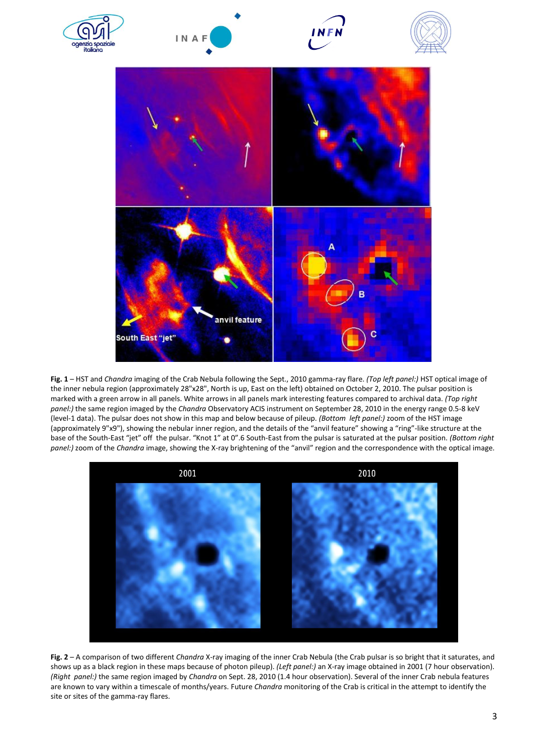**Fig. 1** – HST and *Chandra* imaging of the Crab Nebula following the Sept., 2010 gamma-ray flare. *(Top left panel:)* HST optical image of the inner nebula region (approximately 28"x28", North is up, East on the left) obtained on October 2, 2010. The pulsar position is marked with a green arrow in all panels. White arrows in all panels mark interesting features compared to archival data. *(Top right panel:)* the same region imaged by the *Chandra* Observatory ACIS instrument on September 28, 2010 in the energy range 0.5-8 keV (level-1 data). The pulsar does not show in this map and below because of pileup. *(Bottom left panel:)* zoom of the HST image (approximately 9"x9"), showing the nebular inner region, and the details of the "anvil feature" showing a "ring"-like structure at the base of the South-East "jet" off the pulsar. "Knot 1" at 0".6 South-East from the pulsar is saturated at the pulsar position. *(Bottom right panel:)* zoom of the *Chandra* image, showing the X-ray brightening of the "anvil" region and the correspondence with the optical image.

**Fig. 2** – A comparison of two different *Chandra* X-ray imaging of the inner Crab Nebula (the Crab pulsar is so bright that it saturates, and shows up as a black region in these maps because of photon pileup). *(Left panel:)* an X-ray image obtained in 2001 (7 hour observation). *(Right panel:)* the same region imaged by *Chandra* on Sept. 28, 2010 (1.4 hour observation). Several of the inner Crab nebula features are known to vary within a timescale of months/years. Future *Chandra* monitoring of the Crab is critical in the attempt to identify the site or sites of the gamma-ray flares.